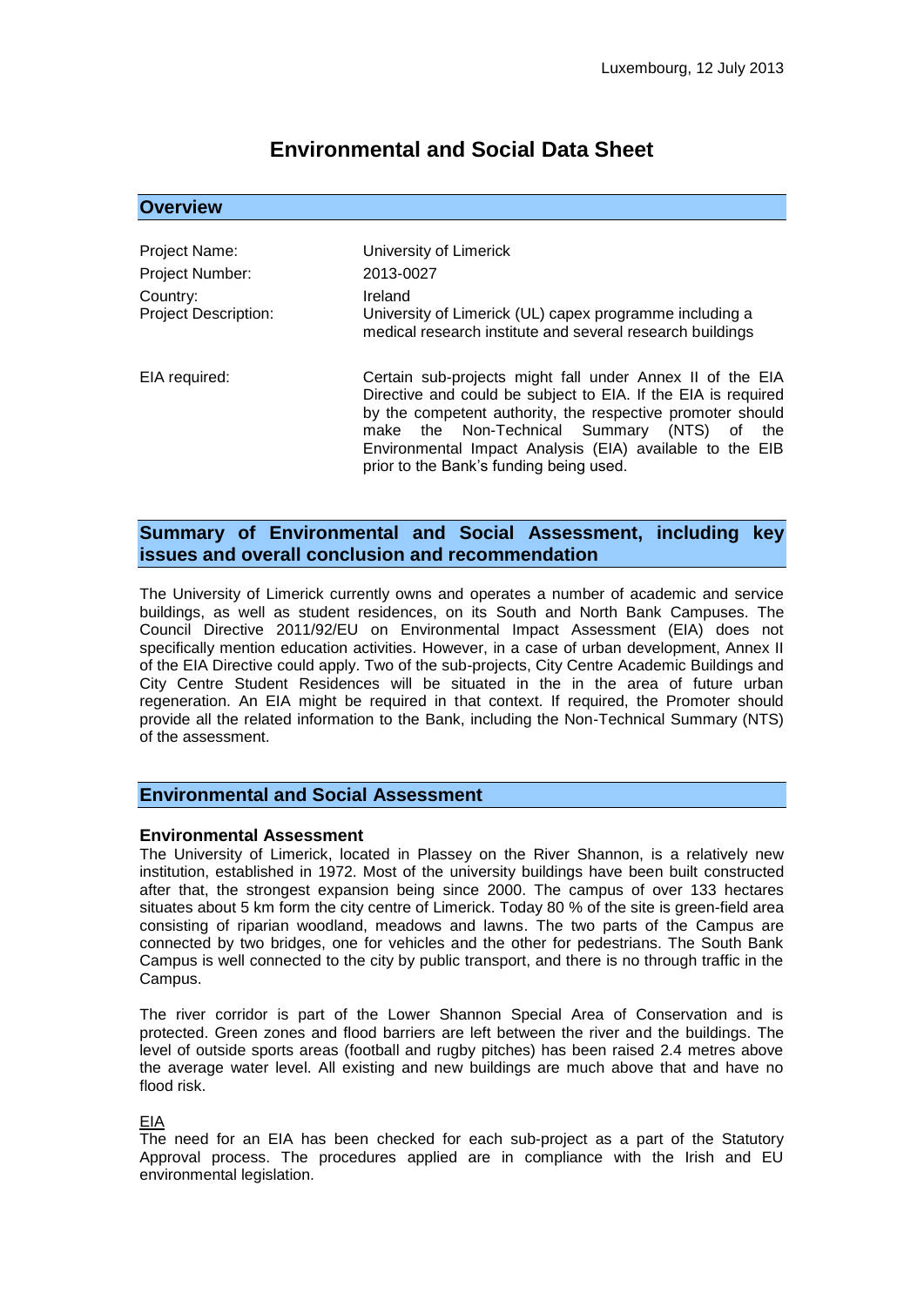Luxembourg, 12 July 2013

# Environmental and Social Data Sheet

## Overview

| | |
|---|---|
| Project Name: | University of Limerick |
| Project Number: | 2013-0027 |
| Country: | Ireland |
| Project Description: | University of Limerick (UL) capex programme including a medical research institute and several research buildings |
| EIA required: | Certain sub-projects might fall under Annex II of the EIA Directive and could be subject to EIA. If the EIA is required by the competent authority, the respective promoter should make the Non-Technical Summary (NTS) of the Environmental Impact Analysis (EIA) available to the EIB prior to the Bank's funding being used. |

## Summary of Environmental and Social Assessment, including key issues and overall conclusion and recommendation

The University of Limerick currently owns and operates a number of academic and service buildings, as well as student residences, on its South and North Bank Campuses. The Council Directive 2011/92/EU on Environmental Impact Assessment (EIA) does not specifically mention education activities. However, in a case of urban development, Annex II of the EIA Directive could apply. Two of the sub-projects, City Centre Academic Buildings and City Centre Student Residences will be situated in the in the area of future urban regeneration. An EIA might be required in that context. If required, the Promoter should provide all the related information to the Bank, including the Non-Technical Summary (NTS) of the assessment.

## Environmental and Social Assessment

### Environmental Assessment

The University of Limerick, located in Plassey on the River Shannon, is a relatively new institution, established in 1972. Most of the university buildings have been built constructed after that, the strongest expansion being since 2000. The campus of over 133 hectares situates about 5 km form the city centre of Limerick. Today 80 % of the site is green-field area consisting of riparian woodland, meadows and lawns. The two parts of the Campus are connected by two bridges, one for vehicles and the other for pedestrians. The South Bank Campus is well connected to the city by public transport, and there is no through traffic in the Campus.

The river corridor is part of the Lower Shannon Special Area of Conservation and is protected. Green zones and flood barriers are left between the river and the buildings. The level of outside sports areas (football and rugby pitches) has been raised 2.4 metres above the average water level. All existing and new buildings are much above that and have no flood risk.

<u>EIA</u>

The need for an EIA has been checked for each sub-project as a part of the Statutory Approval process. The procedures applied are in compliance with the Irish and EU environmental legislation.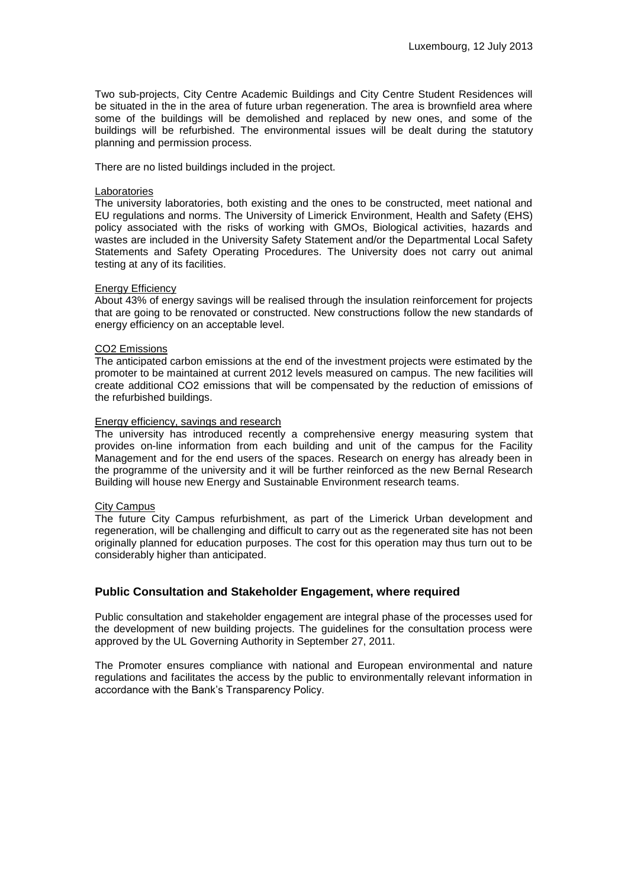Luxembourg, 12 July 2013

Two sub-projects, City Centre Academic Buildings and City Centre Student Residences will be situated in the in the area of future urban regeneration. The area is brownfield area where some of the buildings will be demolished and replaced by new ones, and some of the buildings will be refurbished. The environmental issues will be dealt during the statutory planning and permission process.

There are no listed buildings included in the project.

Laboratories

The university laboratories, both existing and the ones to be constructed, meet national and EU regulations and norms. The University of Limerick Environment, Health and Safety (EHS) policy associated with the risks of working with GMOs, Biological activities, hazards and wastes are included in the University Safety Statement and/or the Departmental Local Safety Statements and Safety Operating Procedures. The University does not carry out animal testing at any of its facilities.

Energy Efficiency

About 43% of energy savings will be realised through the insulation reinforcement for projects that are going to be renovated or constructed. New constructions follow the new standards of energy efficiency on an acceptable level.

$CO_2$ Emissions

The anticipated carbon emissions at the end of the investment projects were estimated by the promoter to be maintained at current 2012 levels measured on campus. The new facilities will create additional $CO_2$ emissions that will be compensated by the reduction of emissions of the refurbished buildings.

Energy efficiency, savings and research

The university has introduced recently a comprehensive energy measuring system that provides on-line information from each building and unit of the campus for the Facility Management and for the end users of the spaces. Research on energy has already been in the programme of the university and it will be further reinforced as the new Bernal Research Building will house new Energy and Sustainable Environment research teams.

City Campus

The future City Campus refurbishment, as part of the Limerick Urban development and regeneration, will be challenging and difficult to carry out as the regenerated site has not been originally planned for education purposes. The cost for this operation may thus turn out to be considerably higher than anticipated.

## Public Consultation and Stakeholder Engagement, where required

Public consultation and stakeholder engagement are integral phase of the processes used for the development of new building projects. The guidelines for the consultation process were approved by the UL Governing Authority in September 27, 2011.

The Promoter ensures compliance with national and European environmental and nature regulations and facilitates the access by the public to environmentally relevant information in accordance with the Bank's Transparency Policy.